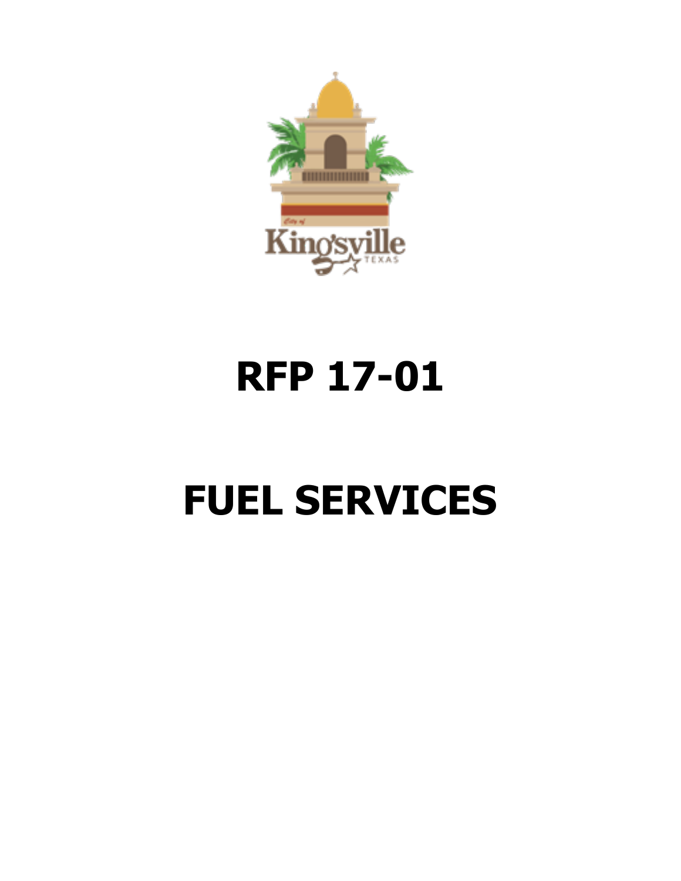# RFP 17-01

# FUEL SERVICES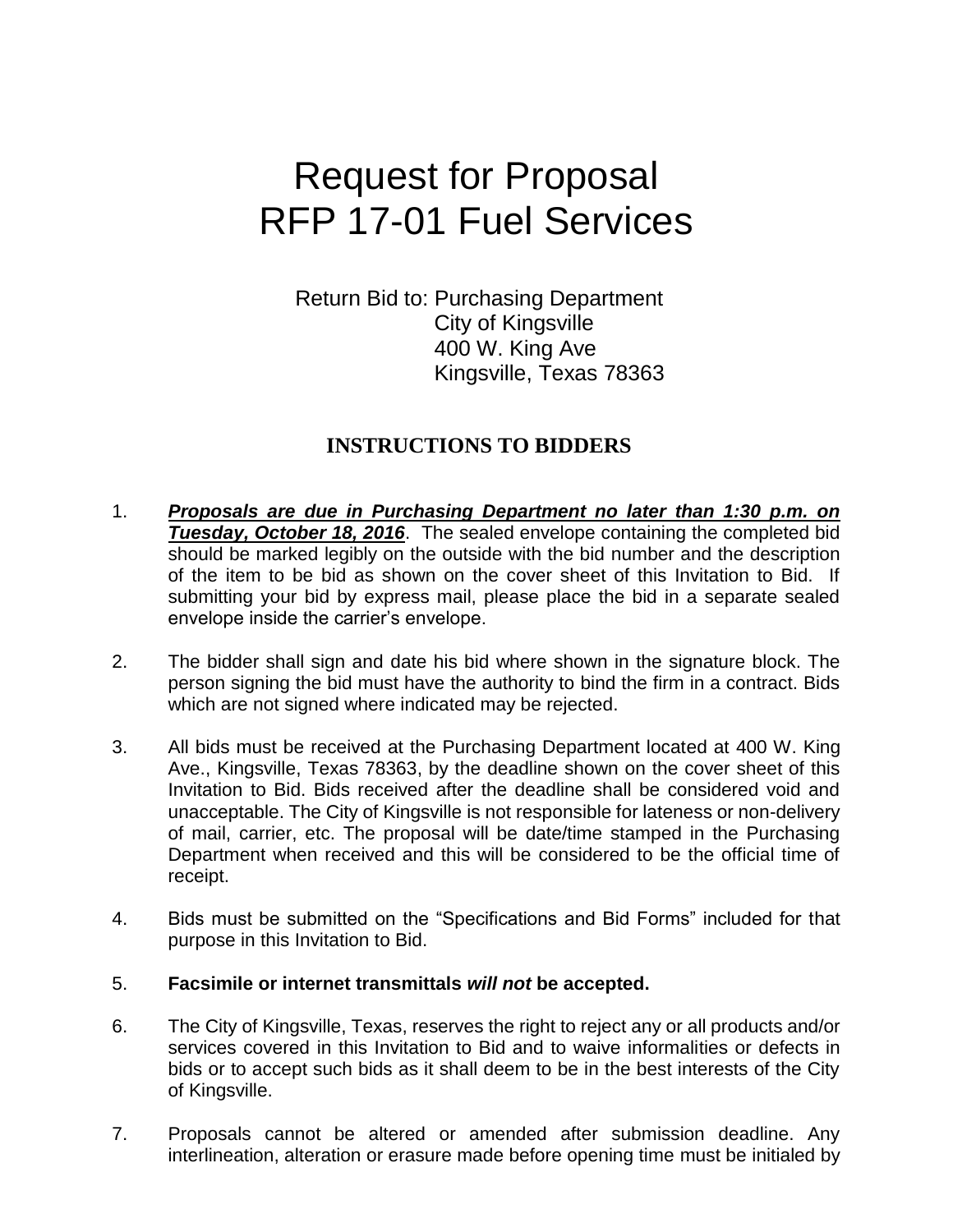# Request for Proposal
# RFP 17-01 Fuel Services

Return Bid to: Purchasing Department
City of Kingsville
400 W. King Ave
Kingsville, Texas 78363

## INSTRUCTIONS TO BIDDERS

1. ***<u>Proposals are due in Purchasing Department no later than 1:30 p.m. on Tuesday, October 18, 2016</u>***. The sealed envelope containing the completed bid should be marked legibly on the outside with the bid number and the description of the item to be bid as shown on the cover sheet of this Invitation to Bid. If submitting your bid by express mail, please place the bid in a separate sealed envelope inside the carrier's envelope.

2. The bidder shall sign and date his bid where shown in the signature block. The person signing the bid must have the authority to bind the firm in a contract. Bids which are not signed where indicated may be rejected.

3. All bids must be received at the Purchasing Department located at 400 W. King Ave., Kingsville, Texas 78363, by the deadline shown on the cover sheet of this Invitation to Bid. Bids received after the deadline shall be considered void and unacceptable. The City of Kingsville is not responsible for lateness or non-delivery of mail, carrier, etc. The proposal will be date/time stamped in the Purchasing Department when received and this will be considered to be the official time of receipt.

4. Bids must be submitted on the "Specifications and Bid Forms" included for that purpose in this Invitation to Bid.

5. **Facsimile or internet transmittals *will not* be accepted.**

6. The City of Kingsville, Texas, reserves the right to reject any or all products and/or services covered in this Invitation to Bid and to waive informalities or defects in bids or to accept such bids as it shall deem to be in the best interests of the City of Kingsville.

7. Proposals cannot be altered or amended after submission deadline. Any interlineation, alteration or erasure made before opening time must be initialed by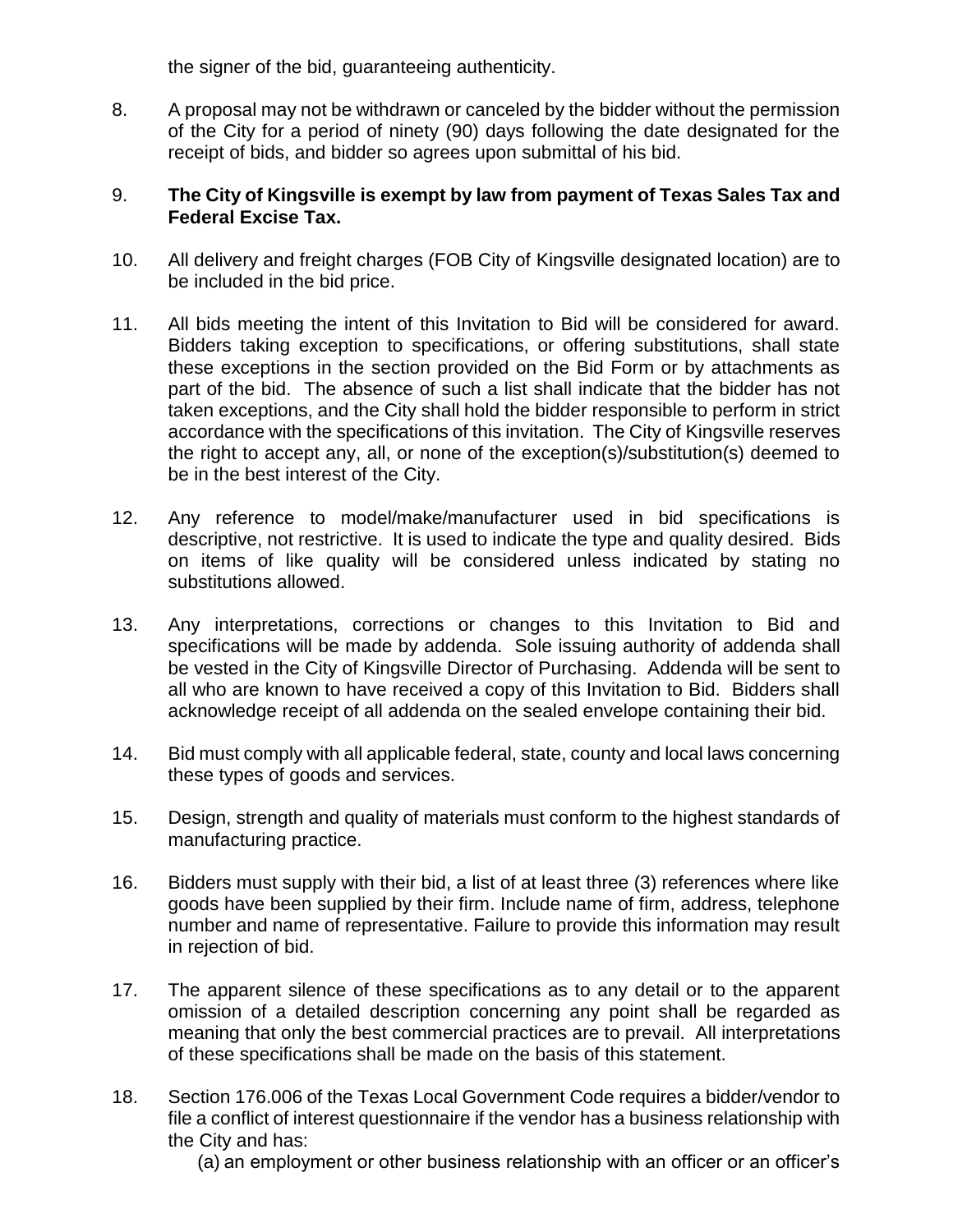the signer of the bid, guaranteeing authenticity.

8. A proposal may not be withdrawn or canceled by the bidder without the permission of the City for a period of ninety (90) days following the date designated for the receipt of bids, and bidder so agrees upon submittal of his bid.

9. **The City of Kingsville is exempt by law from payment of Texas Sales Tax and Federal Excise Tax.**

10. All delivery and freight charges (FOB City of Kingsville designated location) are to be included in the bid price.

11. All bids meeting the intent of this Invitation to Bid will be considered for award. Bidders taking exception to specifications, or offering substitutions, shall state these exceptions in the section provided on the Bid Form or by attachments as part of the bid. The absence of such a list shall indicate that the bidder has not taken exceptions, and the City shall hold the bidder responsible to perform in strict accordance with the specifications of this invitation. The City of Kingsville reserves the right to accept any, all, or none of the exception(s)/substitution(s) deemed to be in the best interest of the City.

12. Any reference to model/make/manufacturer used in bid specifications is descriptive, not restrictive. It is used to indicate the type and quality desired. Bids on items of like quality will be considered unless indicated by stating no substitutions allowed.

13. Any interpretations, corrections or changes to this Invitation to Bid and specifications will be made by addenda. Sole issuing authority of addenda shall be vested in the City of Kingsville Director of Purchasing. Addenda will be sent to all who are known to have received a copy of this Invitation to Bid. Bidders shall acknowledge receipt of all addenda on the sealed envelope containing their bid.

14. Bid must comply with all applicable federal, state, county and local laws concerning these types of goods and services.

15. Design, strength and quality of materials must conform to the highest standards of manufacturing practice.

16. Bidders must supply with their bid, a list of at least three (3) references where like goods have been supplied by their firm. Include name of firm, address, telephone number and name of representative. Failure to provide this information may result in rejection of bid.

17. The apparent silence of these specifications as to any detail or to the apparent omission of a detailed description concerning any point shall be regarded as meaning that only the best commercial practices are to prevail. All interpretations of these specifications shall be made on the basis of this statement.

18. Section 176.006 of the Texas Local Government Code requires a bidder/vendor to file a conflict of interest questionnaire if the vendor has a business relationship with the City and has:
    (a) an employment or other business relationship with an officer or an officer's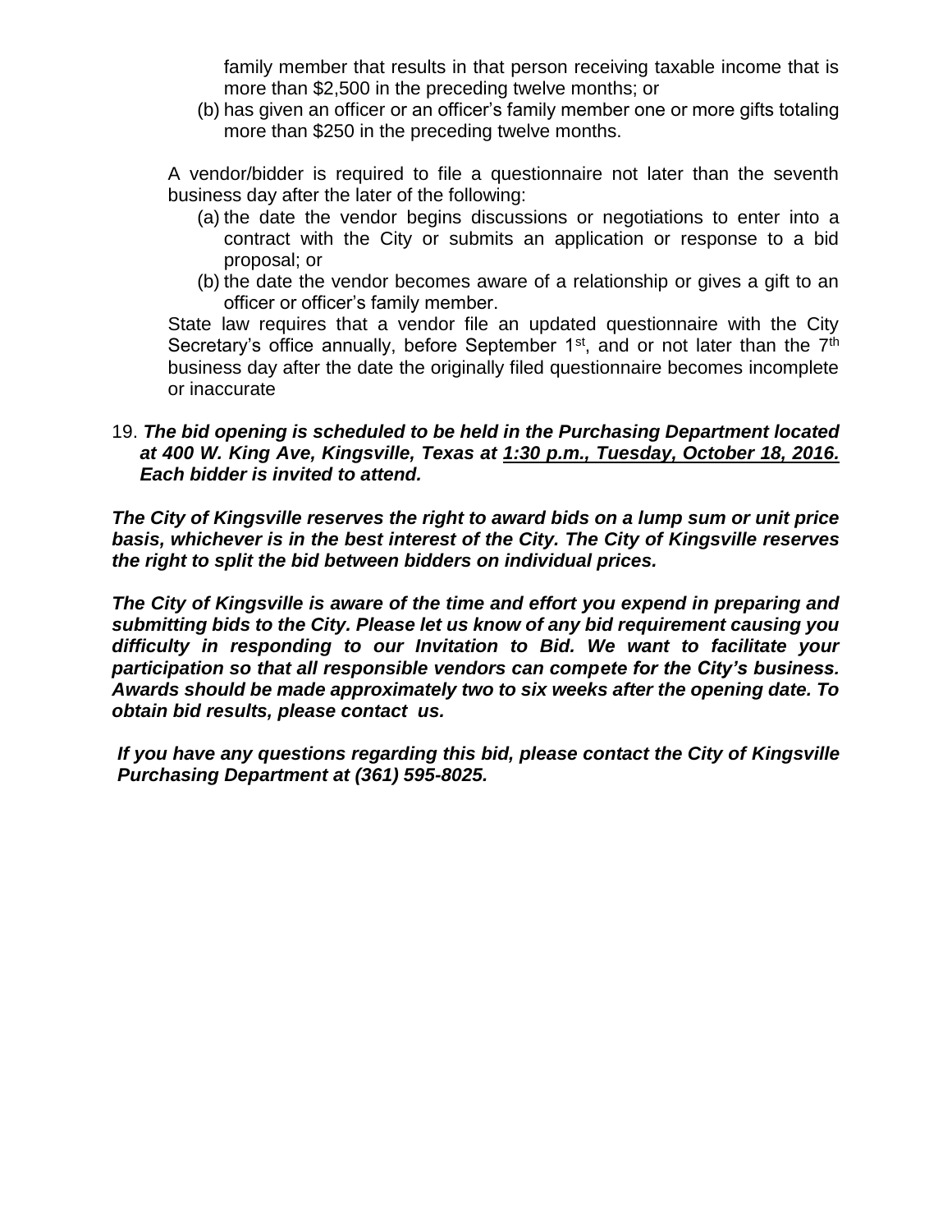family member that results in that person receiving taxable income that is more than $2,500 in the preceding twelve months; or

(b) has given an officer or an officer's family member one or more gifts totaling more than $250 in the preceding twelve months.

A vendor/bidder is required to file a questionnaire not later than the seventh business day after the later of the following:

(a) the date the vendor begins discussions or negotiations to enter into a contract with the City or submits an application or response to a bid proposal; or

(b) the date the vendor becomes aware of a relationship or gives a gift to an officer or officer's family member.

State law requires that a vendor file an updated questionnaire with the City Secretary's office annually, before September 1st, and or not later than the 7th business day after the date the originally filed questionnaire becomes incomplete or inaccurate

19. ***The bid opening is scheduled to be held in the Purchasing Department located at 400 W. King Ave, Kingsville, Texas at 1:30 p.m., Tuesday, October 18, 2016. Each bidder is invited to attend.***

***The City of Kingsville reserves the right to award bids on a lump sum or unit price basis, whichever is in the best interest of the City. The City of Kingsville reserves the right to split the bid between bidders on individual prices.***

***The City of Kingsville is aware of the time and effort you expend in preparing and submitting bids to the City. Please let us know of any bid requirement causing you difficulty in responding to our Invitation to Bid. We want to facilitate your participation so that all responsible vendors can compete for the City's business. Awards should be made approximately two to six weeks after the opening date. To obtain bid results, please contact us.***

***If you have any questions regarding this bid, please contact the City of Kingsville Purchasing Department at (361) 595-8025.***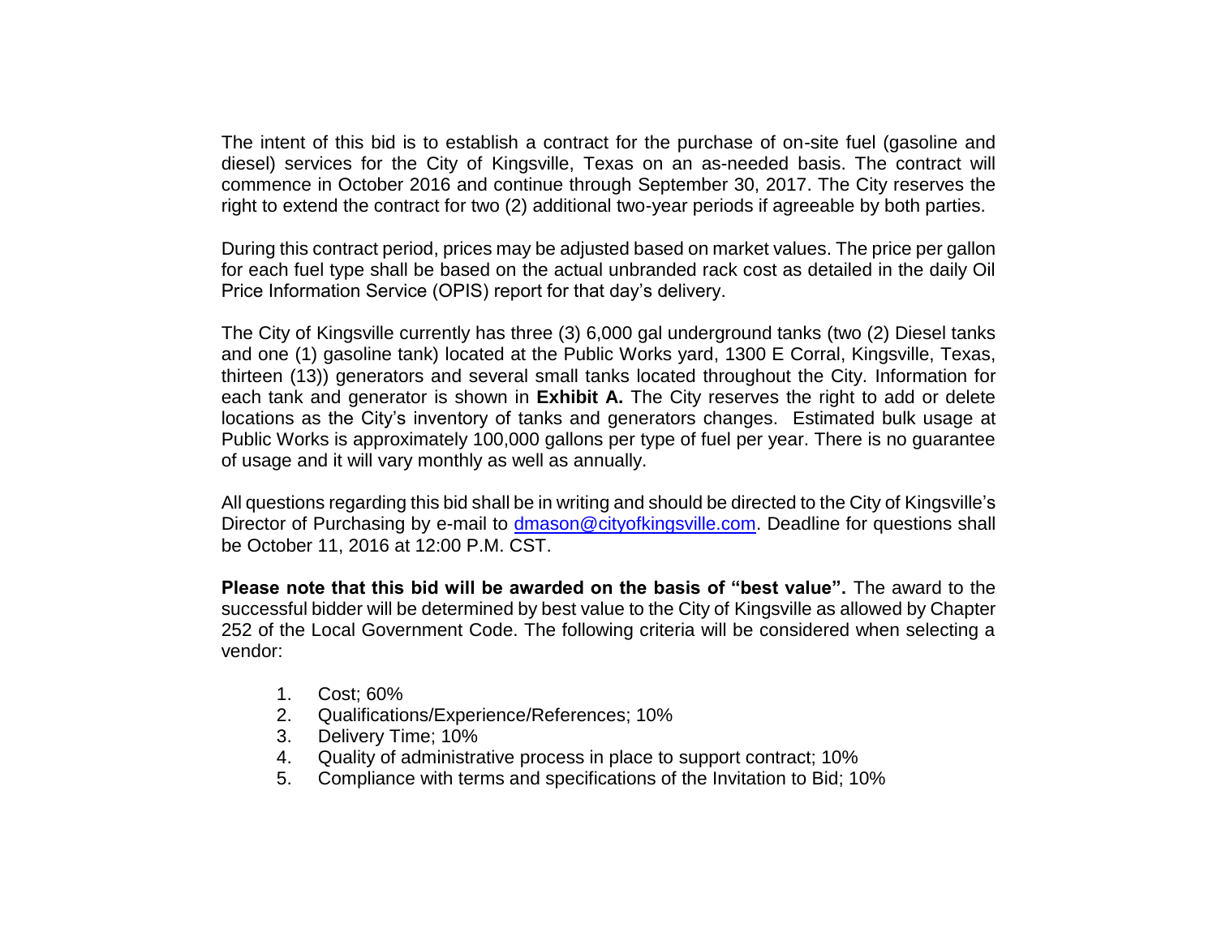The intent of this bid is to establish a contract for the purchase of on-site fuel (gasoline and diesel) services for the City of Kingsville, Texas on an as-needed basis. The contract will commence in October 2016 and continue through September 30, 2017. The City reserves the right to extend the contract for two (2) additional two-year periods if agreeable by both parties.

During this contract period, prices may be adjusted based on market values. The price per gallon for each fuel type shall be based on the actual unbranded rack cost as detailed in the daily Oil Price Information Service (OPIS) report for that day's delivery.

The City of Kingsville currently has three (3) 6,000 gal underground tanks (two (2) Diesel tanks and one (1) gasoline tank) located at the Public Works yard, 1300 E Corral, Kingsville, Texas, thirteen (13)) generators and several small tanks located throughout the City. Information for each tank and generator is shown in **Exhibit A.** The City reserves the right to add or delete locations as the City's inventory of tanks and generators changes. Estimated bulk usage at Public Works is approximately 100,000 gallons per type of fuel per year. There is no guarantee of usage and it will vary monthly as well as annually.

All questions regarding this bid shall be in writing and should be directed to the City of Kingsville's Director of Purchasing by e-mail to dmason@cityofkingsville.com. Deadline for questions shall be October 11, 2016 at 12:00 P.M. CST.

**Please note that this bid will be awarded on the basis of "best value".** The award to the successful bidder will be determined by best value to the City of Kingsville as allowed by Chapter 252 of the Local Government Code. The following criteria will be considered when selecting a vendor:

1. Cost; 60%
2. Qualifications/Experience/References; 10%
3. Delivery Time; 10%
4. Quality of administrative process in place to support contract; 10%
5. Compliance with terms and specifications of the Invitation to Bid; 10%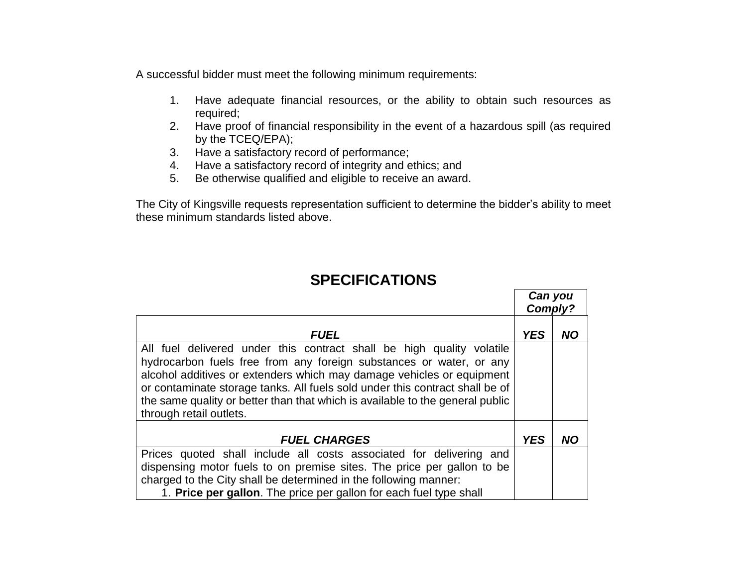A successful bidder must meet the following minimum requirements:

1. Have adequate financial resources, or the ability to obtain such resources as required;
2. Have proof of financial responsibility in the event of a hazardous spill (as required by the TCEQ/EPA);
3. Have a satisfactory record of performance;
4. Have a satisfactory record of integrity and ethics; and
5. Be otherwise qualified and eligible to receive an award.

The City of Kingsville requests representation sufficient to determine the bidder's ability to meet these minimum standards listed above.

## SPECIFICATIONS

| | ***Can you Comply?*** | |
|---|---|---|
| ***FUEL*** | ***YES*** | ***NO*** |
| All fuel delivered under this contract shall be high quality volatile hydrocarbon fuels free from any foreign substances or water, or any alcohol additives or extenders which may damage vehicles or equipment or contaminate storage tanks. All fuels sold under this contract shall be of the same quality or better than that which is available to the general public through retail outlets. | | |
| ***FUEL CHARGES*** | ***YES*** | ***NO*** |
| Prices quoted shall include all costs associated for delivering and dispensing motor fuels to on premise sites. The price per gallon to be charged to the City shall be determined in the following manner:<br>1. **Price per gallon**. The price per gallon for each fuel type shall | | |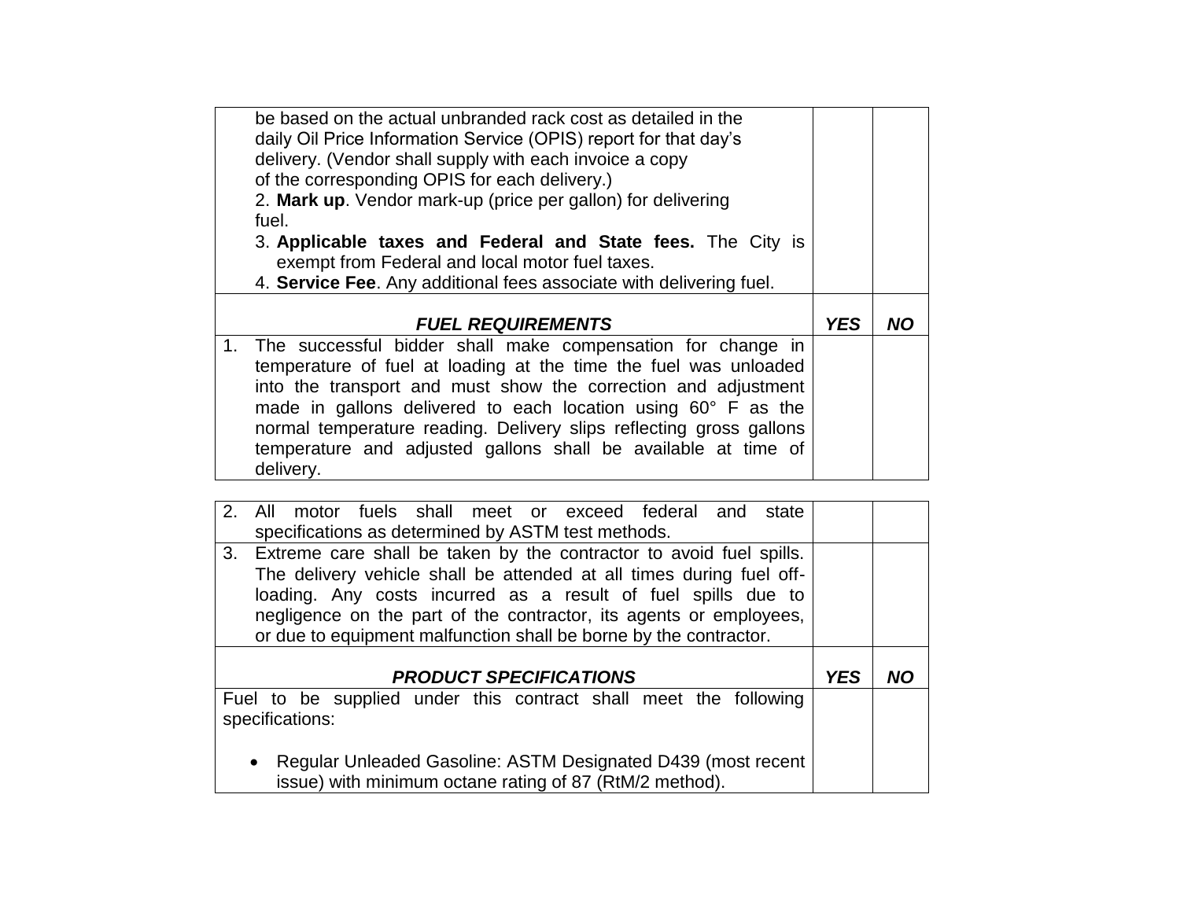| be based on the actual unbranded rack cost as detailed in the daily Oil Price Information Service (OPIS) report for that day's delivery. (Vendor shall supply with each invoice a copy of the corresponding OPIS for each delivery.)<br>2. **Mark up**. Vendor mark-up (price per gallon) for delivering fuel.<br>3. **Applicable taxes and Federal and State fees.** The City is exempt from Federal and local motor fuel taxes.<br>4. **Service Fee**. Any additional fees associate with delivering fuel. | | |
|---|---|---|
| ***FUEL REQUIREMENTS*** | ***YES*** | ***NO*** |
| 1. The successful bidder shall make compensation for change in temperature of fuel at loading at the time the fuel was unloaded into the transport and must show the correction and adjustment made in gallons delivered to each location using 60° F as the normal temperature reading. Delivery slips reflecting gross gallons temperature and adjusted gallons shall be available at time of delivery. | | |
| 2. All motor fuels shall meet or exceed federal and state specifications as determined by ASTM test methods. | | |
| 3. Extreme care shall be taken by the contractor to avoid fuel spills. The delivery vehicle shall be attended at all times during fuel off-loading. Any costs incurred as a result of fuel spills due to negligence on the part of the contractor, its agents or employees, or due to equipment malfunction shall be borne by the contractor. | | |
| ***PRODUCT SPECIFICATIONS*** | ***YES*** | ***NO*** |
| Fuel to be supplied under this contract shall meet the following specifications:<br><br>• Regular Unleaded Gasoline: ASTM Designated D439 (most recent issue) with minimum octane rating of 87 (RtM/2 method). | | |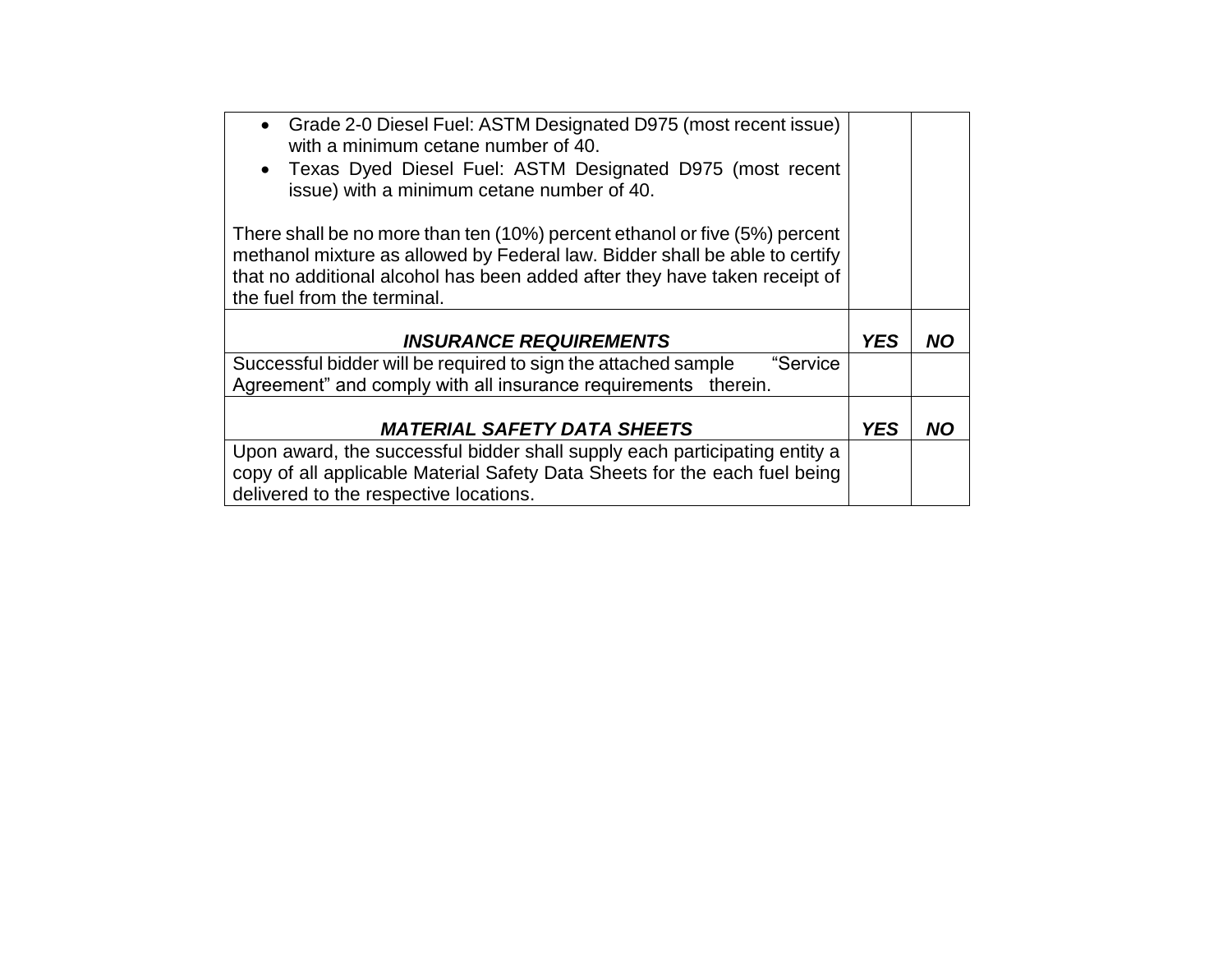| | | |
|---|---|---|
| • Grade 2-0 Diesel Fuel: ASTM Designated D975 (most recent issue) with a minimum cetane number of 40.<br>• Texas Dyed Diesel Fuel: ASTM Designated D975 (most recent issue) with a minimum cetane number of 40.<br><br>There shall be no more than ten (10%) percent ethanol or five (5%) percent methanol mixture as allowed by Federal law. Bidder shall be able to certify that no additional alcohol has been added after they have taken receipt of the fuel from the terminal. | | |
| ***INSURANCE REQUIREMENTS*** | ***YES*** | ***NO*** |
| Successful bidder will be required to sign the attached sample "Service Agreement" and comply with all insurance requirements therein. | | |
| ***MATERIAL SAFETY DATA SHEETS*** | ***YES*** | ***NO*** |
| Upon award, the successful bidder shall supply each participating entity a copy of all applicable Material Safety Data Sheets for the each fuel being delivered to the respective locations. | | |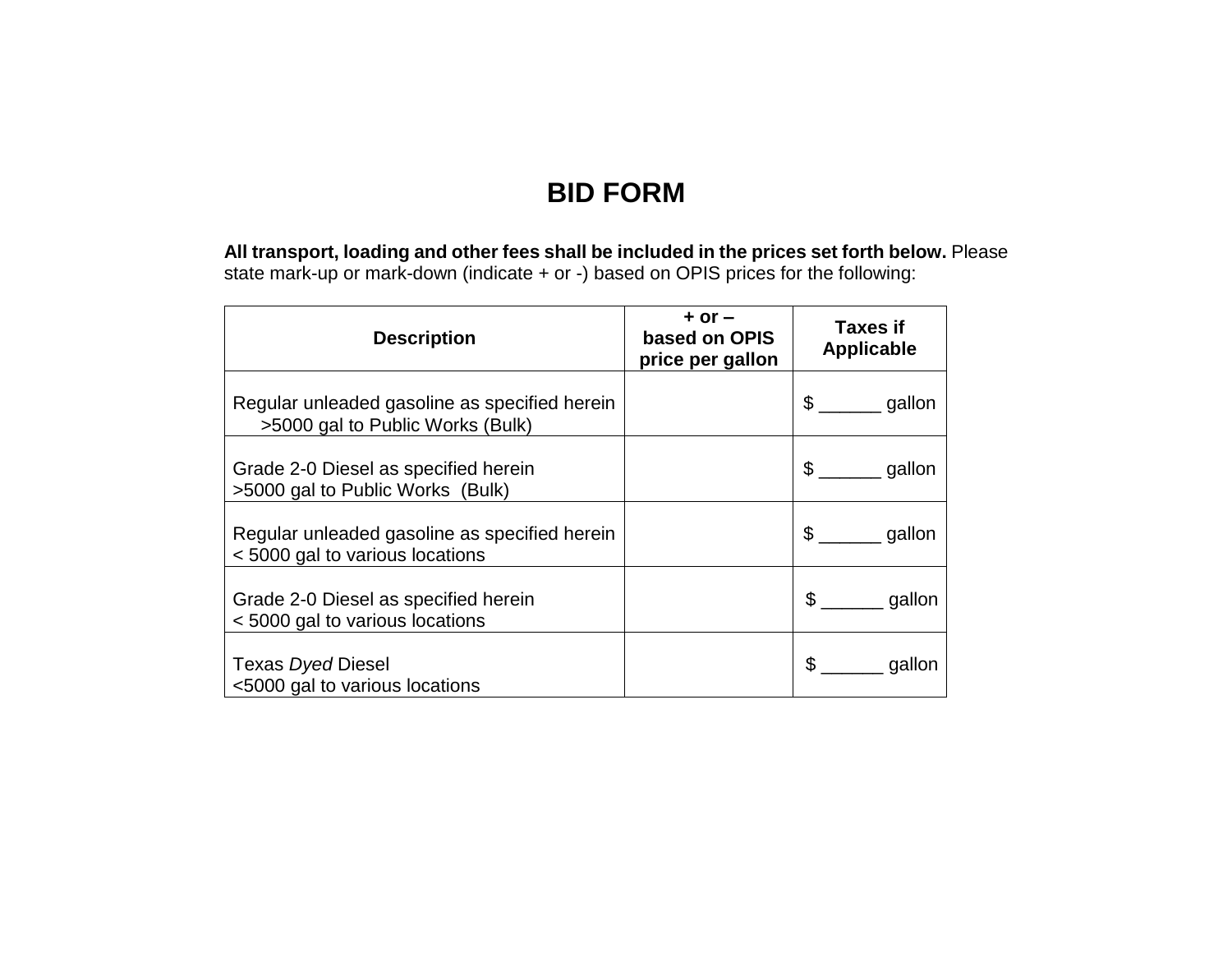# BID FORM

**All transport, loading and other fees shall be included in the prices set forth below.** Please state mark-up or mark-down (indicate + or -) based on OPIS prices for the following:

| Description | + or – based on OPIS price per gallon | Taxes if Applicable |
|---|---|---|
| Regular unleaded gasoline as specified herein >5000 gal to Public Works (Bulk) | | $ ______ gallon |
| Grade 2-0 Diesel as specified herein >5000 gal to Public Works (Bulk) | | $ ______ gallon |
| Regular unleaded gasoline as specified herein < 5000 gal to various locations | | $ ______ gallon |
| Grade 2-0 Diesel as specified herein < 5000 gal to various locations | | $ ______ gallon |
| Texas *Dyed* Diesel <5000 gal to various locations | | $ ______ gallon |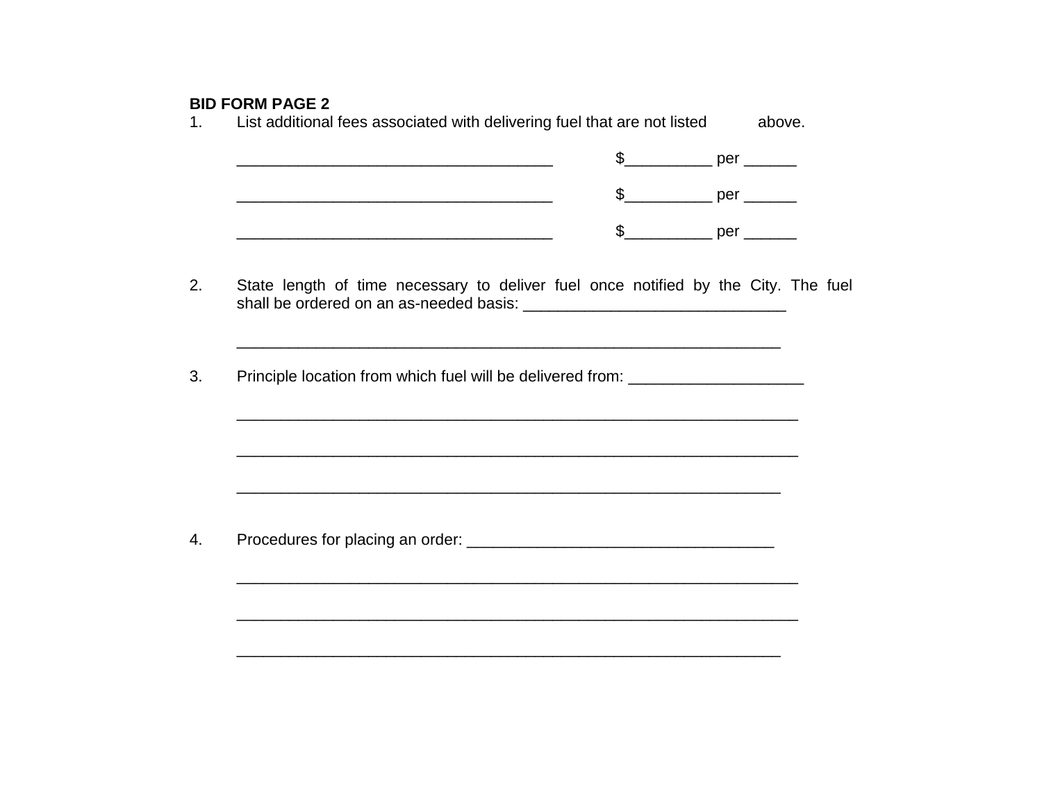**BID FORM PAGE 2**

1. List additional fees associated with delivering fuel that are not listed above.

   ___________________________________ $__________ per ______

   ___________________________________ $__________ per ______

   ___________________________________ $__________ per ______

2. State length of time necessary to deliver fuel once notified by the City. The fuel shall be ordered on an as-needed basis: _____________________________

   ____________________________________________________________

3. Principle location from which fuel will be delivered from: ___________________

   ______________________________________________________________

   ______________________________________________________________

   ____________________________________________________________

4. Procedures for placing an order: __________________________________

   ______________________________________________________________

   ______________________________________________________________

   ____________________________________________________________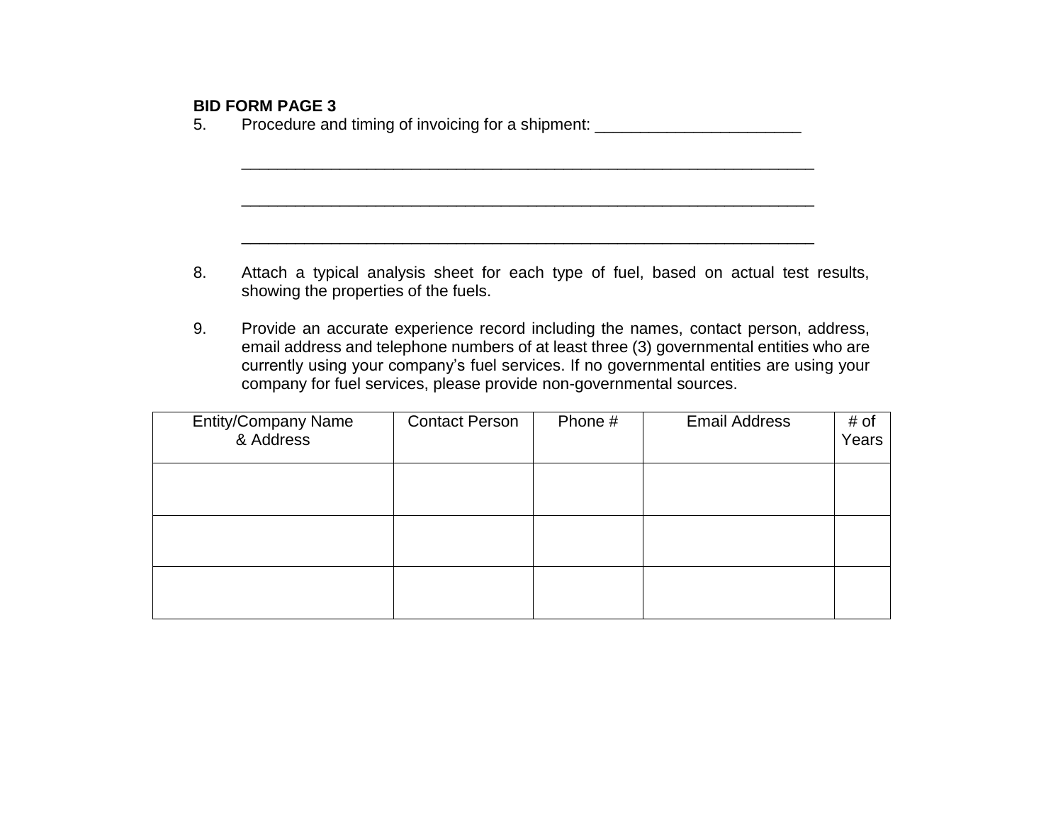**BID FORM PAGE 3**

5. Procedure and timing of invoicing for a shipment: _______________________

   _________________________________________________________________

   _________________________________________________________________

   _________________________________________________________________

8. Attach a typical analysis sheet for each type of fuel, based on actual test results, showing the properties of the fuels.

9. Provide an accurate experience record including the names, contact person, address, email address and telephone numbers of at least three (3) governmental entities who are currently using your company's fuel services. If no governmental entities are using your company for fuel services, please provide non-governmental sources.

| Entity/Company Name & Address | Contact Person | Phone # | Email Address | # of Years |
|---|---|---|---|---|
| | | | | |
| | | | | |
| | | | | |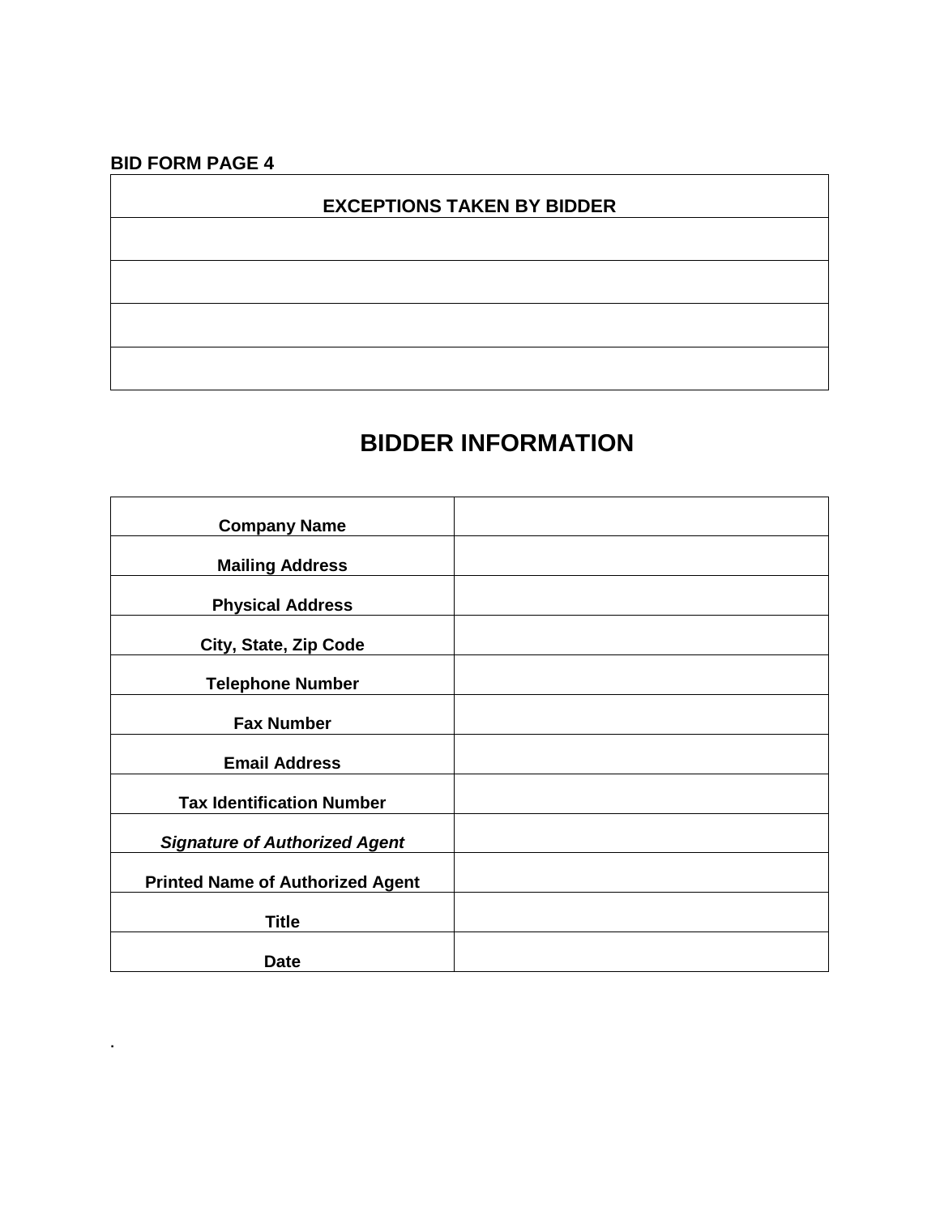**BID FORM PAGE 4**

| EXCEPTIONS TAKEN BY BIDDER |
|---|
| |
| |
| |
| |

## BIDDER INFORMATION

| | |
|---|---|
| **Company Name** | |
| **Mailing Address** | |
| **Physical Address** | |
| **City, State, Zip Code** | |
| **Telephone Number** | |
| **Fax Number** | |
| **Email Address** | |
| **Tax Identification Number** | |
| ***Signature of Authorized Agent*** | |
| **Printed Name of Authorized Agent** | |
| **Title** | |
| **Date** | |

.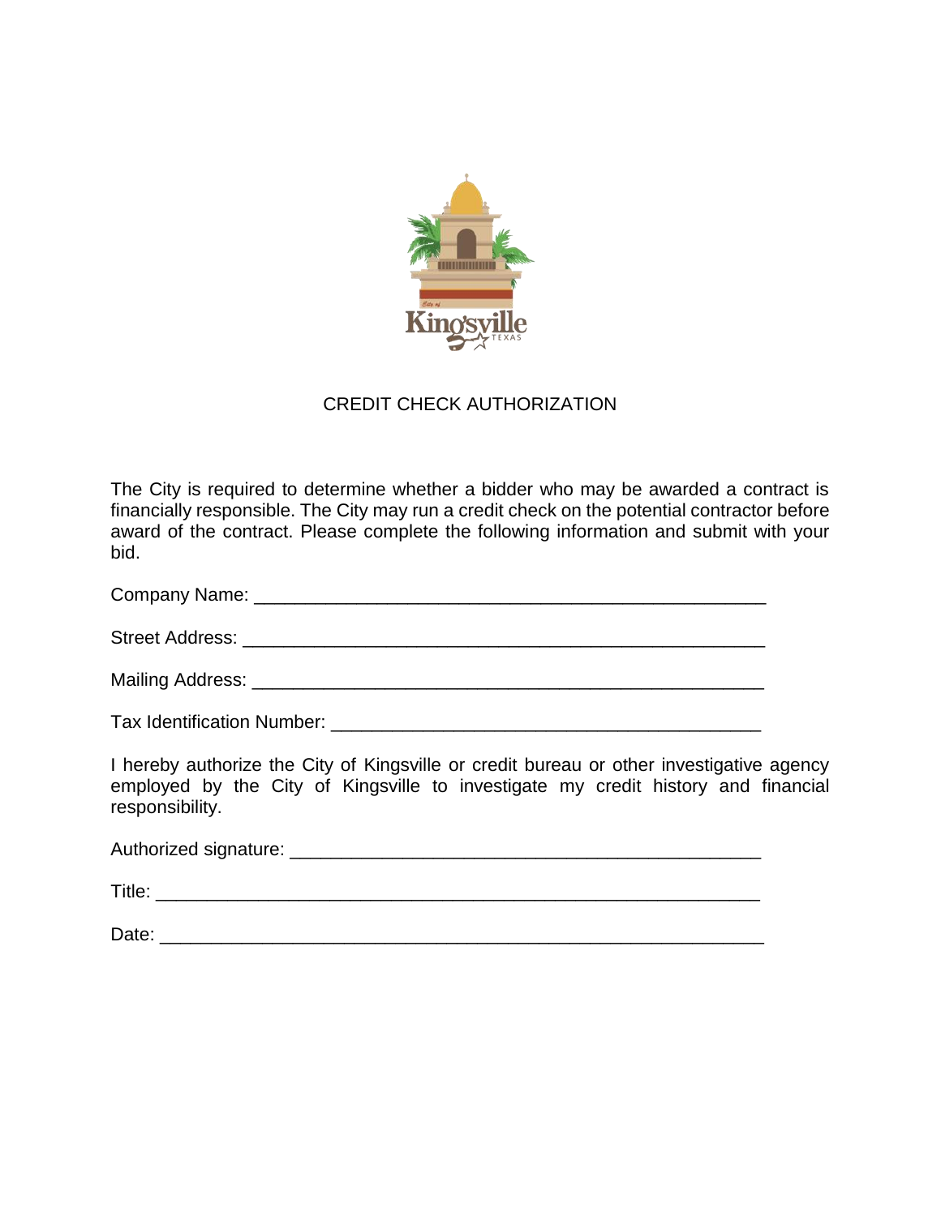# CREDIT CHECK AUTHORIZATION

The City is required to determine whether a bidder who may be awarded a contract is financially responsible. The City may run a credit check on the potential contractor before award of the contract. Please complete the following information and submit with your bid.

Company Name: ____________________________________________________

Street Address: ____________________________________________________

Mailing Address: ___________________________________________________

Tax Identification Number: ___________________________________________

I hereby authorize the City of Kingsville or credit bureau or other investigative agency employed by the City of Kingsville to investigate my credit history and financial responsibility.

Authorized signature: ________________________________________________

Title: ____________________________________________________________

Date: ____________________________________________________________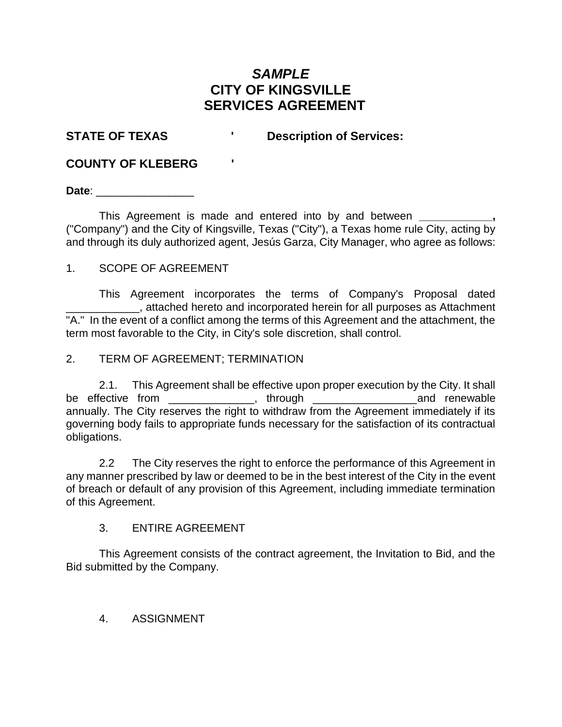# *SAMPLE*
# CITY OF KINGSVILLE
# SERVICES AGREEMENT

**STATE OF TEXAS** ' **Description of Services:**

**COUNTY OF KLEBERG** '

**Date**: ________________

This Agreement is made and entered into by and between ____________**,** ("Company") and the City of Kingsville, Texas ("City"), a Texas home rule City, acting by and through its duly authorized agent, Jesús Garza, City Manager, who agree as follows:

1. SCOPE OF AGREEMENT

This Agreement incorporates the terms of Company's Proposal dated ____________, attached hereto and incorporated herein for all purposes as Attachment "A." In the event of a conflict among the terms of this Agreement and the attachment, the term most favorable to the City, in City's sole discretion, shall control.

2. TERM OF AGREEMENT; TERMINATION

2.1. This Agreement shall be effective upon proper execution by the City. It shall be effective from ______________, through _________________and renewable annually. The City reserves the right to withdraw from the Agreement immediately if its governing body fails to appropriate funds necessary for the satisfaction of its contractual obligations.

2.2 The City reserves the right to enforce the performance of this Agreement in any manner prescribed by law or deemed to be in the best interest of the City in the event of breach or default of any provision of this Agreement, including immediate termination of this Agreement.

3. ENTIRE AGREEMENT

This Agreement consists of the contract agreement, the Invitation to Bid, and the Bid submitted by the Company.

4. ASSIGNMENT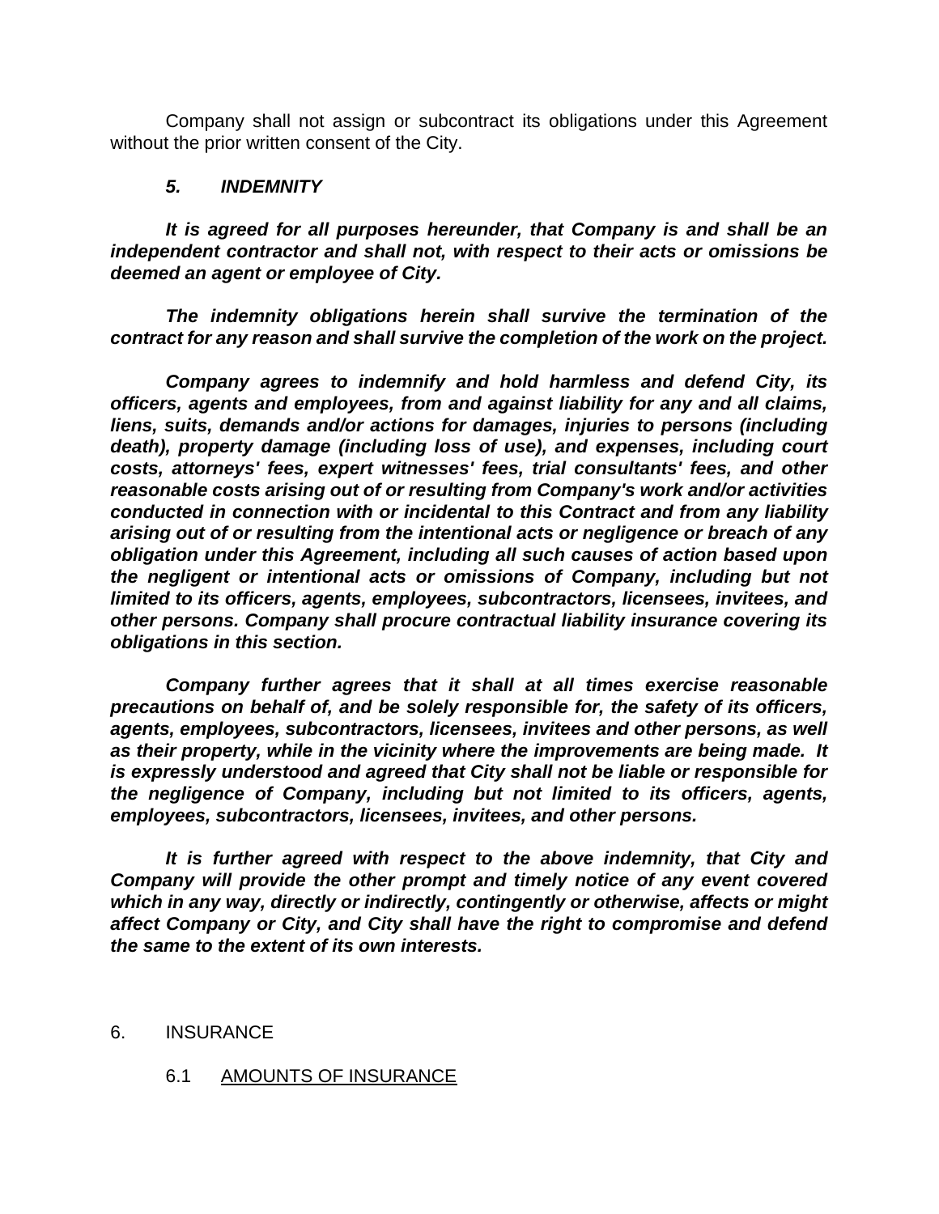Company shall not assign or subcontract its obligations under this Agreement without the prior written consent of the City.

## ***5. INDEMNITY***

***It is agreed for all purposes hereunder, that Company is and shall be an independent contractor and shall not, with respect to their acts or omissions be deemed an agent or employee of City.***

***The indemnity obligations herein shall survive the termination of the contract for any reason and shall survive the completion of the work on the project.***

***Company agrees to indemnify and hold harmless and defend City, its officers, agents and employees, from and against liability for any and all claims, liens, suits, demands and/or actions for damages, injuries to persons (including death), property damage (including loss of use), and expenses, including court costs, attorneys' fees, expert witnesses' fees, trial consultants' fees, and other reasonable costs arising out of or resulting from Company's work and/or activities conducted in connection with or incidental to this Contract and from any liability arising out of or resulting from the intentional acts or negligence or breach of any obligation under this Agreement, including all such causes of action based upon the negligent or intentional acts or omissions of Company, including but not limited to its officers, agents, employees, subcontractors, licensees, invitees, and other persons. Company shall procure contractual liability insurance covering its obligations in this section.***

***Company further agrees that it shall at all times exercise reasonable precautions on behalf of, and be solely responsible for, the safety of its officers, agents, employees, subcontractors, licensees, invitees and other persons, as well as their property, while in the vicinity where the improvements are being made. It is expressly understood and agreed that City shall not be liable or responsible for the negligence of Company, including but not limited to its officers, agents, employees, subcontractors, licensees, invitees, and other persons.***

***It is further agreed with respect to the above indemnity, that City and Company will provide the other prompt and timely notice of any event covered which in any way, directly or indirectly, contingently or otherwise, affects or might affect Company or City, and City shall have the right to compromise and defend the same to the extent of its own interests.***

## 6. INSURANCE

### 6.1 AMOUNTS OF INSURANCE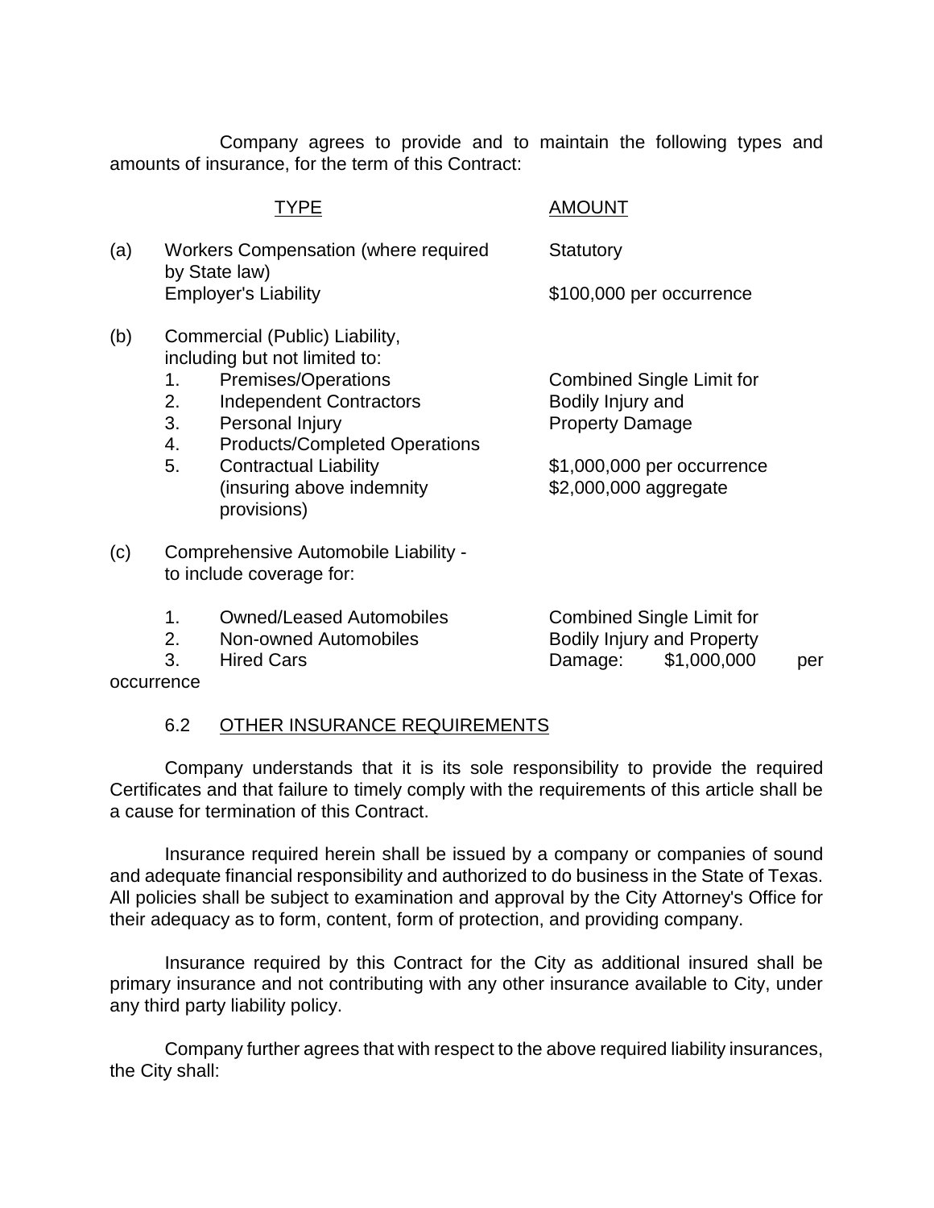Company agrees to provide and to maintain the following types and amounts of insurance, for the term of this Contract:

| | TYPE | AMOUNT |
|---|---|---|
| (a) | Workers Compensation (where required by State law) | Statutory |
| | Employer's Liability | $100,000 per occurrence |
| (b) | Commercial (Public) Liability, including but not limited to:<br>1. Premises/Operations<br>2. Independent Contractors<br>3. Personal Injury<br>4. Products/Completed Operations<br>5. Contractual Liability (insuring above indemnity provisions) | Combined Single Limit for Bodily Injury and Property Damage<br><br>$1,000,000 per occurrence<br>$2,000,000 aggregate |
| (c) | Comprehensive Automobile Liability - to include coverage for:<br>1. Owned/Leased Automobiles<br>2. Non-owned Automobiles<br>3. Hired Cars | Combined Single Limit for Bodily Injury and Property Damage: $1,000,000 per occurrence |

6.2 OTHER INSURANCE REQUIREMENTS

Company understands that it is its sole responsibility to provide the required Certificates and that failure to timely comply with the requirements of this article shall be a cause for termination of this Contract.

Insurance required herein shall be issued by a company or companies of sound and adequate financial responsibility and authorized to do business in the State of Texas. All policies shall be subject to examination and approval by the City Attorney's Office for their adequacy as to form, content, form of protection, and providing company.

Insurance required by this Contract for the City as additional insured shall be primary insurance and not contributing with any other insurance available to City, under any third party liability policy.

Company further agrees that with respect to the above required liability insurances, the City shall: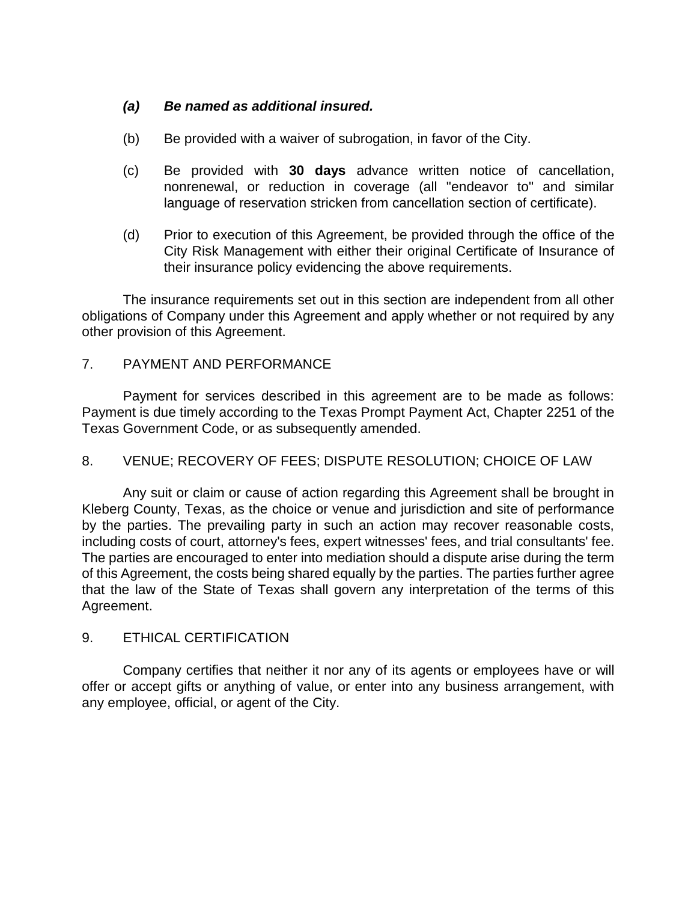*(a)* ***Be named as additional insured.***

(b) Be provided with a waiver of subrogation, in favor of the City.

(c) Be provided with **30 days** advance written notice of cancellation, nonrenewal, or reduction in coverage (all "endeavor to" and similar language of reservation stricken from cancellation section of certificate).

(d) Prior to execution of this Agreement, be provided through the office of the City Risk Management with either their original Certificate of Insurance of their insurance policy evidencing the above requirements.

The insurance requirements set out in this section are independent from all other obligations of Company under this Agreement and apply whether or not required by any other provision of this Agreement.

## 7. PAYMENT AND PERFORMANCE

Payment for services described in this agreement are to be made as follows: Payment is due timely according to the Texas Prompt Payment Act, Chapter 2251 of the Texas Government Code, or as subsequently amended.

## 8. VENUE; RECOVERY OF FEES; DISPUTE RESOLUTION; CHOICE OF LAW

Any suit or claim or cause of action regarding this Agreement shall be brought in Kleberg County, Texas, as the choice or venue and jurisdiction and site of performance by the parties. The prevailing party in such an action may recover reasonable costs, including costs of court, attorney's fees, expert witnesses' fees, and trial consultants' fee. The parties are encouraged to enter into mediation should a dispute arise during the term of this Agreement, the costs being shared equally by the parties. The parties further agree that the law of the State of Texas shall govern any interpretation of the terms of this Agreement.

## 9. ETHICAL CERTIFICATION

Company certifies that neither it nor any of its agents or employees have or will offer or accept gifts or anything of value, or enter into any business arrangement, with any employee, official, or agent of the City.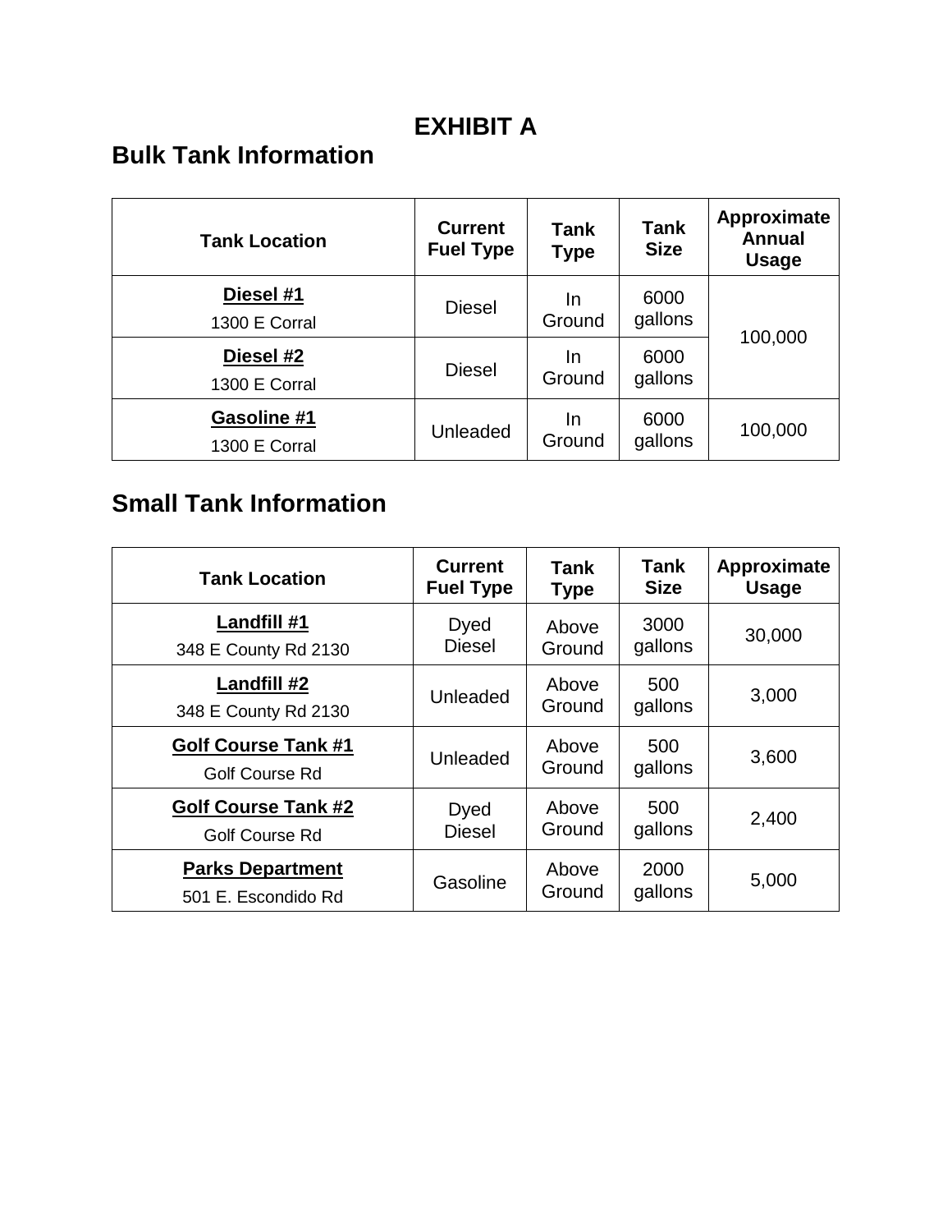# EXHIBIT A

## Bulk Tank Information

| Tank Location | Current Fuel Type | Tank Type | Tank Size | Approximate Annual Usage |
|---|---|---|---|---|
| **Diesel #1**<br>1300 E Corral | Diesel | In Ground | 6000 gallons | 100,000 |
| **Diesel #2**<br>1300 E Corral | Diesel | In Ground | 6000 gallons | |
| **Gasoline #1**<br>1300 E Corral | Unleaded | In Ground | 6000 gallons | 100,000 |

## Small Tank Information

| Tank Location | Current Fuel Type | Tank Type | Tank Size | Approximate Usage |
|---|---|---|---|---|
| **Landfill #1**<br>348 E County Rd 2130 | Dyed Diesel | Above Ground | 3000 gallons | 30,000 |
| **Landfill #2**<br>348 E County Rd 2130 | Unleaded | Above Ground | 500 gallons | 3,000 |
| **Golf Course Tank #1**<br>Golf Course Rd | Unleaded | Above Ground | 500 gallons | 3,600 |
| **Golf Course Tank #2**<br>Golf Course Rd | Dyed Diesel | Above Ground | 500 gallons | 2,400 |
| **Parks Department**<br>501 E. Escondido Rd | Gasoline | Above Ground | 2000 gallons | 5,000 |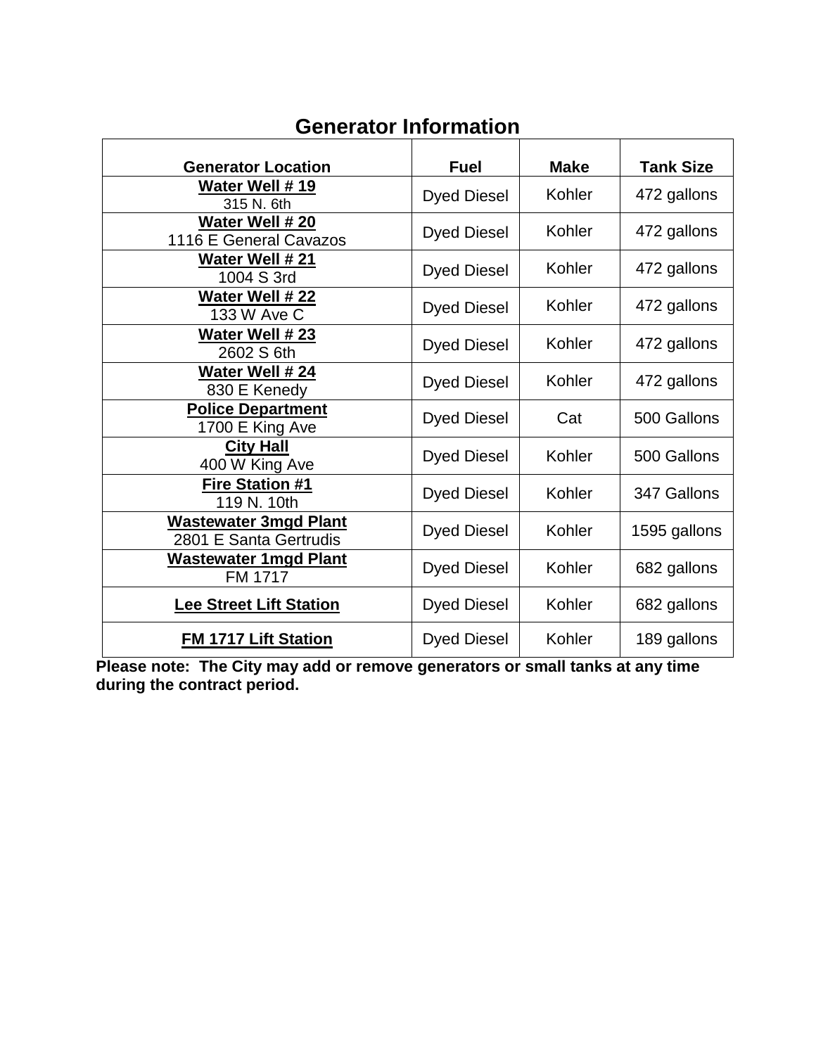## Generator Information

| Generator Location | Fuel | Make | Tank Size |
|---|---|---|---|
| **Water Well # 19**<br>315 N. 6th | Dyed Diesel | Kohler | 472 gallons |
| **Water Well # 20**<br>1116 E General Cavazos | Dyed Diesel | Kohler | 472 gallons |
| **Water Well # 21**<br>1004 S 3rd | Dyed Diesel | Kohler | 472 gallons |
| **Water Well # 22**<br>133 W Ave C | Dyed Diesel | Kohler | 472 gallons |
| **Water Well # 23**<br>2602 S 6th | Dyed Diesel | Kohler | 472 gallons |
| **Water Well # 24**<br>830 E Kenedy | Dyed Diesel | Kohler | 472 gallons |
| **Police Department**<br>1700 E King Ave | Dyed Diesel | Cat | 500 Gallons |
| **City Hall**<br>400 W King Ave | Dyed Diesel | Kohler | 500 Gallons |
| **Fire Station #1**<br>119 N. 10th | Dyed Diesel | Kohler | 347 Gallons |
| **Wastewater 3mgd Plant**<br>2801 E Santa Gertrudis | Dyed Diesel | Kohler | 1595 gallons |
| **Wastewater 1mgd Plant**<br>FM 1717 | Dyed Diesel | Kohler | 682 gallons |
| **Lee Street Lift Station** | Dyed Diesel | Kohler | 682 gallons |
| **FM 1717 Lift Station** | Dyed Diesel | Kohler | 189 gallons |

**Please note: The City may add or remove generators or small tanks at any time during the contract period.**